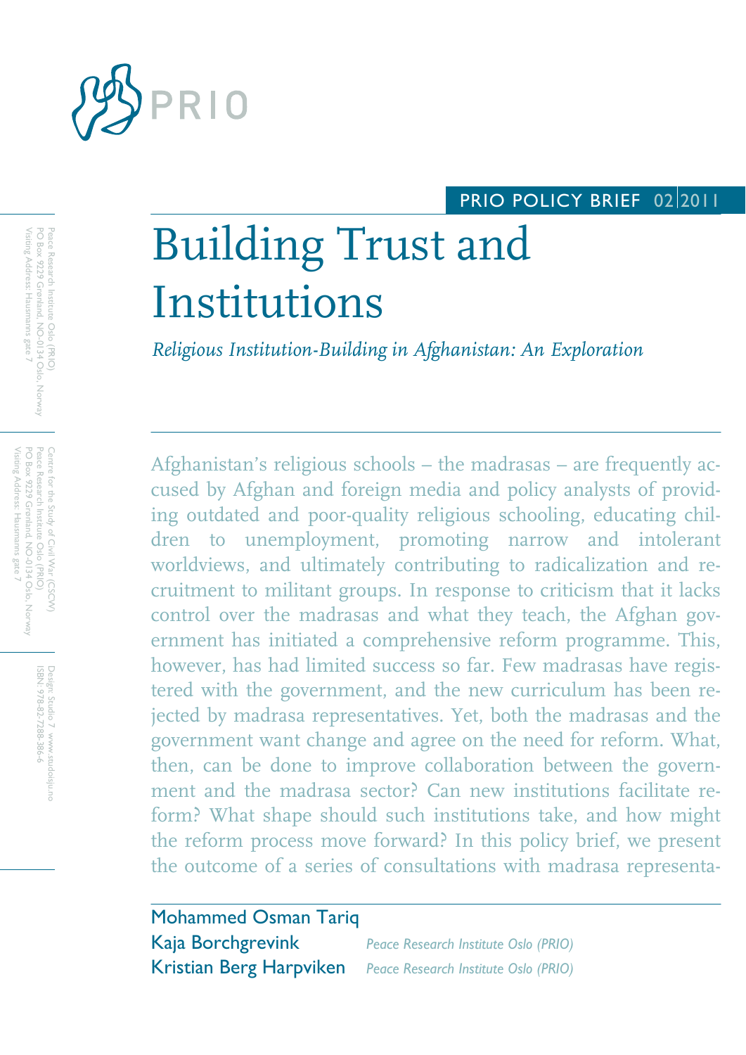PRIO POLICY BRIEF 02|2011

# Building Trust and Institutions

*Religious Institution-Building in Afghanistan: An Exploration*

Afghanistan's religious schools – the madrasas – are frequently accused by Afghan and foreign media and policy analysts of providing outdated and poor-quality religious schooling, educating children to unemployment, promoting narrow and intolerant worldviews, and ultimately contributing to radicalization and recruitment to militant groups. In response to criticism that it lacks control over the madrasas and what they teach, the Afghan government has initiated a comprehensive reform programme. This, however, has had limited success so far. Few madrasas have registered with the government, and the new curriculum has been rejected by madrasa representatives. Yet, both the madrasas and the government want change and agree on the need for reform. What, then, can be done to improve collaboration between the government and the madrasa sector? Can new institutions facilitate reform? What shape should such institutions take, and how might the reform process move forward? In this policy brief, we present the outcome of a series of consultations with madrasa representa-

Mohammed Osman Tariq

Kaja Borchgrevink *Peace Research Institute Oslo (PRIO)*

Kristian Berg Harpviken *Peace Research Institute Oslo (PRIO)*

Peace Research Institute Oslo (PRIO)
PO Box 9229 Grønland, NO-0134 Oslo, Norway
Visiting Address: Hausmanns gate 7

Centre for the Study of Civil War (CSCW)
Peace Research Institute Oslo (PRIO)
PO Box 9229 Grønland, NO-0134 Oslo, Norway
Visiting Address: Hausmanns gate 7

Design: Studio 7 www.studoisju.no
ISBN: 978-82-7288-386-6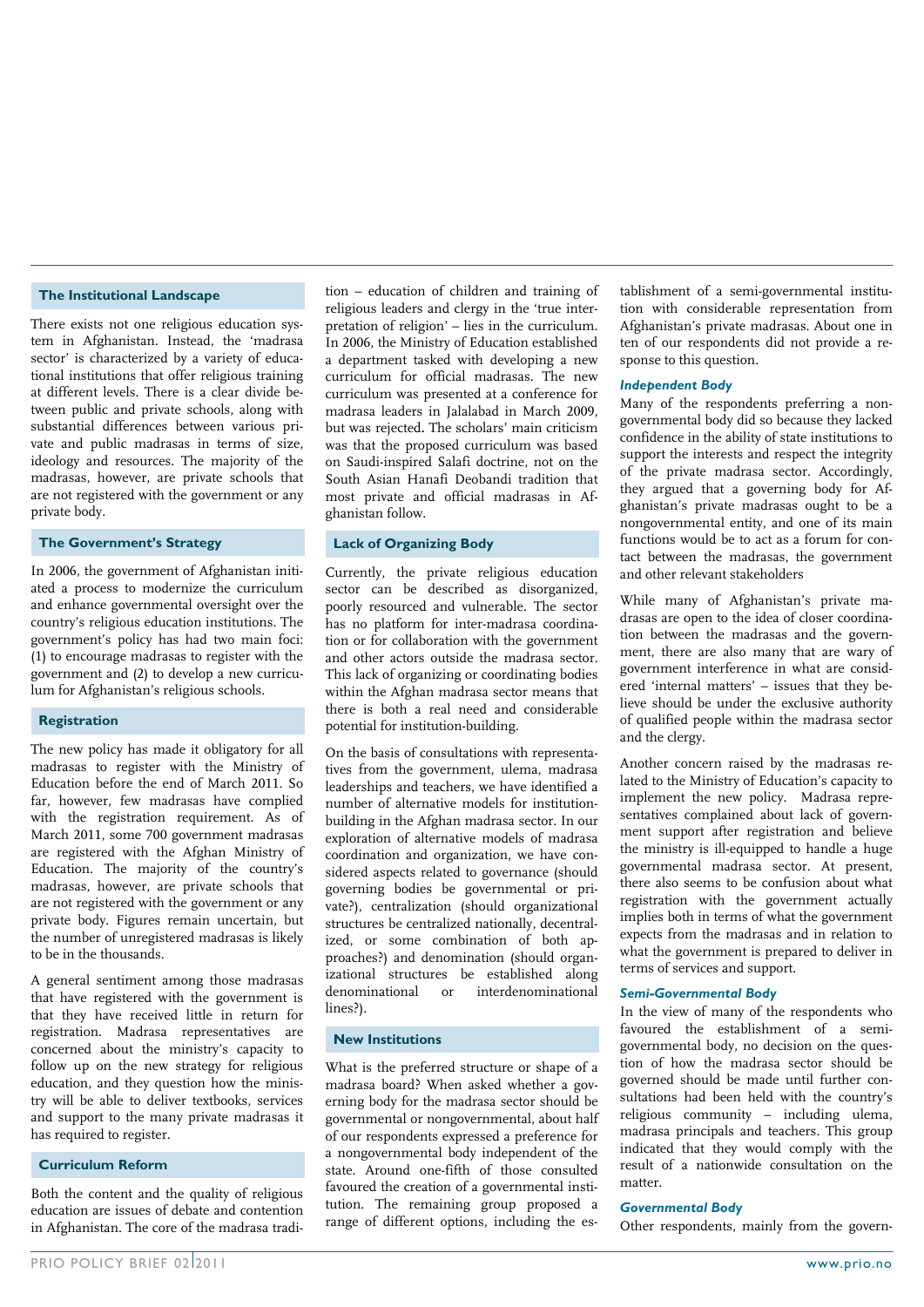## The Institutional Landscape

There exists not one religious education system in Afghanistan. Instead, the 'madrasa sector' is characterized by a variety of educational institutions that offer religious training at different levels. There is a clear divide between public and private schools, along with substantial differences between various private and public madrasas in terms of size, ideology and resources. The majority of the madrasas, however, are private schools that are not registered with the government or any private body.

## The Government's Strategy

In 2006, the government of Afghanistan initiated a process to modernize the curriculum and enhance governmental oversight over the country's religious education institutions. The government's policy has had two main foci: (1) to encourage madrasas to register with the government and (2) to develop a new curriculum for Afghanistan's religious schools.

## Registration

The new policy has made it obligatory for all madrasas to register with the Ministry of Education before the end of March 2011. So far, however, few madrasas have complied with the registration requirement. As of March 2011, some 700 government madrasas are registered with the Afghan Ministry of Education. The majority of the country's madrasas, however, are private schools that are not registered with the government or any private body. Figures remain uncertain, but the number of unregistered madrasas is likely to be in the thousands.

A general sentiment among those madrasas that have registered with the government is that they have received little in return for registration. Madrasa representatives are concerned about the ministry's capacity to follow up on the new strategy for religious education, and they question how the ministry will be able to deliver textbooks, services and support to the many private madrasas it has required to register.

## Curriculum Reform

Both the content and the quality of religious education are issues of debate and contention in Afghanistan. The core of the madrasa tradition – education of children and training of religious leaders and clergy in the 'true interpretation of religion' – lies in the curriculum. In 2006, the Ministry of Education established a department tasked with developing a new curriculum for official madrasas. The new curriculum was presented at a conference for madrasa leaders in Jalalabad in March 2009, but was rejected. The scholars' main criticism was that the proposed curriculum was based on Saudi-inspired Salafi doctrine, not on the South Asian Hanafi Deobandi tradition that most private and official madrasas in Afghanistan follow.

## Lack of Organizing Body

Currently, the private religious education sector can be described as disorganized, poorly resourced and vulnerable. The sector has no platform for inter-madrasa coordination or for collaboration with the government and other actors outside the madrasa sector. This lack of organizing or coordinating bodies within the Afghan madrasa sector means that there is both a real need and considerable potential for institution-building.

On the basis of consultations with representatives from the government, ulema, madrasa leaderships and teachers, we have identified a number of alternative models for institution-building in the Afghan madrasa sector. In our exploration of alternative models of madrasa coordination and organization, we have considered aspects related to governance (should governing bodies be governmental or private?), centralization (should organizational structures be centralized nationally, decentralized, or some combination of both approaches?) and denomination (should organizational structures be established along denominational or interdenominational lines?).

## New Institutions

What is the preferred structure or shape of a madrasa board? When asked whether a governing body for the madrasa sector should be governmental or nongovernmental, about half of our respondents expressed a preference for a nongovernmental body independent of the state. Around one-fifth of those consulted favoured the creation of a governmental institution. The remaining group proposed a range of different options, including the establishment of a semi-governmental institution with considerable representation from Afghanistan's private madrasas. About one in ten of our respondents did not provide a response to this question.

### *Independent Body*

Many of the respondents preferring a nongovernmental body did so because they lacked confidence in the ability of state institutions to support the interests and respect the integrity of the private madrasa sector. Accordingly, they argued that a governing body for Afghanistan's private madrasas ought to be a nongovernmental entity, and one of its main functions would be to act as a forum for contact between the madrasas, the government and other relevant stakeholders

While many of Afghanistan's private madrasas are open to the idea of closer coordination between the madrasas and the government, there are also many that are wary of government interference in what are considered 'internal matters' – issues that they believe should be under the exclusive authority of qualified people within the madrasa sector and the clergy.

Another concern raised by the madrasas related to the Ministry of Education's capacity to implement the new policy. Madrasa representatives complained about lack of government support after registration and believe the ministry is ill-equipped to handle a huge governmental madrasa sector. At present, there also seems to be confusion about what registration with the government actually implies both in terms of what the government expects from the madrasas and in relation to what the government is prepared to deliver in terms of services and support.

### *Semi-Governmental Body*

In the view of many of the respondents who favoured the establishment of a semi-governmental body, no decision on the question of how the madrasa sector should be governed should be made until further consultations had been held with the country's religious community – including ulema, madrasa principals and teachers. This group indicated that they would comply with the result of a nationwide consultation on the matter.

### *Governmental Body*

Other respondents, mainly from the govern-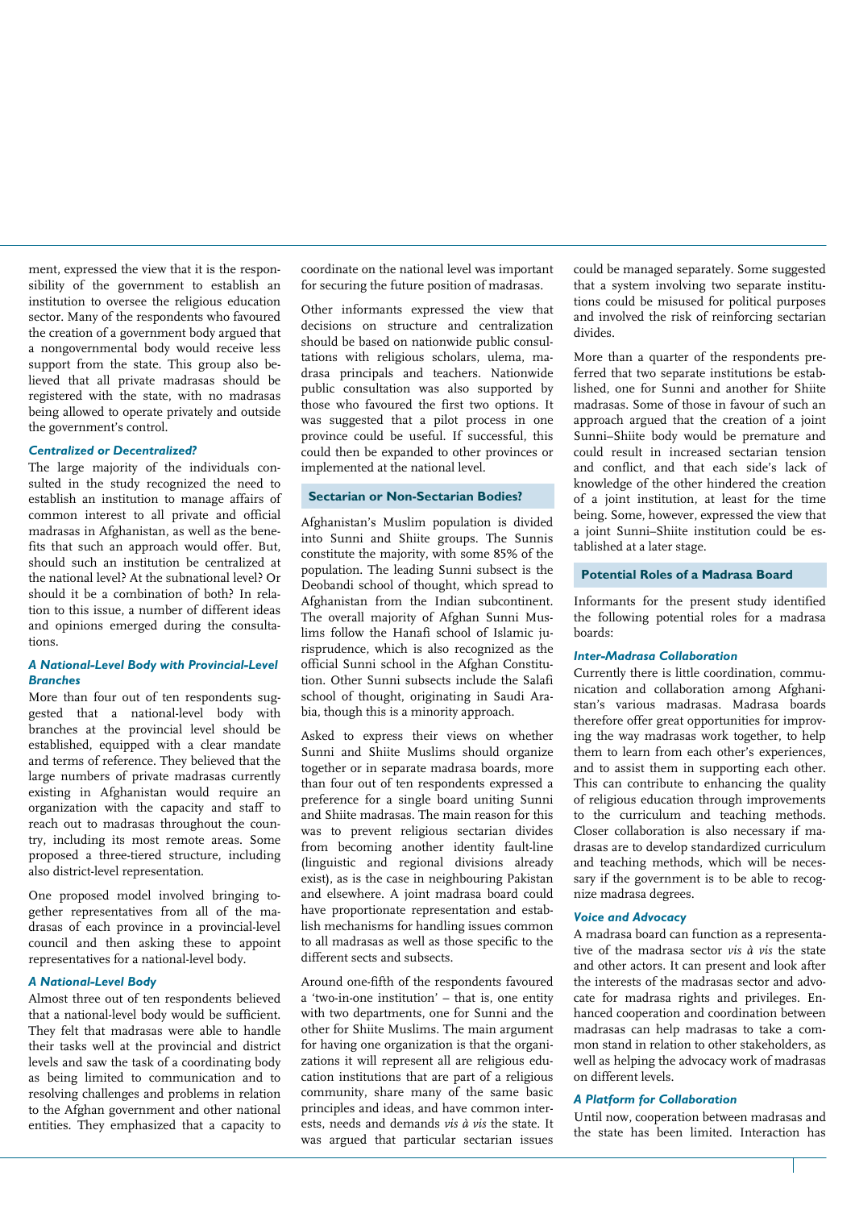ment, expressed the view that it is the responsibility of the government to establish an institution to oversee the religious education sector. Many of the respondents who favoured the creation of a government body argued that a nongovernmental body would receive less support from the state. This group also believed that all private madrasas should be registered with the state, with no madrasas being allowed to operate privately and outside the government's control.

### *Centralized or Decentralized?*

The large majority of the individuals consulted in the study recognized the need to establish an institution to manage affairs of common interest to all private and official madrasas in Afghanistan, as well as the benefits that such an approach would offer. But, should such an institution be centralized at the national level? At the subnational level? Or should it be a combination of both? In relation to this issue, a number of different ideas and opinions emerged during the consultations.

### *A National-Level Body with Provincial-Level Branches*

More than four out of ten respondents suggested that a national-level body with branches at the provincial level should be established, equipped with a clear mandate and terms of reference. They believed that the large numbers of private madrasas currently existing in Afghanistan would require an organization with the capacity and staff to reach out to madrasas throughout the country, including its most remote areas. Some proposed a three-tiered structure, including also district-level representation.

One proposed model involved bringing together representatives from all of the madrasas of each province in a provincial-level council and then asking these to appoint representatives for a national-level body.

### *A National-Level Body*

Almost three out of ten respondents believed that a national-level body would be sufficient. They felt that madrasas were able to handle their tasks well at the provincial and district levels and saw the task of a coordinating body as being limited to communication and to resolving challenges and problems in relation to the Afghan government and other national entities. They emphasized that a capacity to coordinate on the national level was important for securing the future position of madrasas.

Other informants expressed the view that decisions on structure and centralization should be based on nationwide public consultations with religious scholars, ulema, madrasa principals and teachers. Nationwide public consultation was also supported by those who favoured the first two options. It was suggested that a pilot process in one province could be useful. If successful, this could then be expanded to other provinces or implemented at the national level.

## Sectarian or Non-Sectarian Bodies?

Afghanistan's Muslim population is divided into Sunni and Shiite groups. The Sunnis constitute the majority, with some 85% of the population. The leading Sunni subsect is the Deobandi school of thought, which spread to Afghanistan from the Indian subcontinent. The overall majority of Afghan Sunni Muslims follow the Hanafi school of Islamic jurisprudence, which is also recognized as the official Sunni school in the Afghan Constitution. Other Sunni subsects include the Salafi school of thought, originating in Saudi Arabia, though this is a minority approach.

Asked to express their views on whether Sunni and Shiite Muslims should organize together or in separate madrasa boards, more than four out of ten respondents expressed a preference for a single board uniting Sunni and Shiite madrasas. The main reason for this was to prevent religious sectarian divides from becoming another identity fault-line (linguistic and regional divisions already exist), as is the case in neighbouring Pakistan and elsewhere. A joint madrasa board could have proportionate representation and establish mechanisms for handling issues common to all madrasas as well as those specific to the different sects and subsects.

Around one-fifth of the respondents favoured a 'two-in-one institution' – that is, one entity with two departments, one for Sunni and the other for Shiite Muslims. The main argument for having one organization is that the organizations it will represent all are religious education institutions that are part of a religious community, share many of the same basic principles and ideas, and have common interests, needs and demands *vis à vis* the state. It was argued that particular sectarian issues could be managed separately. Some suggested that a system involving two separate institutions could be misused for political purposes and involved the risk of reinforcing sectarian divides.

More than a quarter of the respondents preferred that two separate institutions be established, one for Sunni and another for Shiite madrasas. Some of those in favour of such an approach argued that the creation of a joint Sunni–Shiite body would be premature and could result in increased sectarian tension and conflict, and that each side's lack of knowledge of the other hindered the creation of a joint institution, at least for the time being. Some, however, expressed the view that a joint Sunni–Shiite institution could be established at a later stage.

## Potential Roles of a Madrasa Board

Informants for the present study identified the following potential roles for a madrasa boards:

### *Inter-Madrasa Collaboration*

Currently there is little coordination, communication and collaboration among Afghanistan's various madrasas. Madrasa boards therefore offer great opportunities for improving the way madrasas work together, to help them to learn from each other's experiences, and to assist them in supporting each other. This can contribute to enhancing the quality of religious education through improvements to the curriculum and teaching methods. Closer collaboration is also necessary if madrasas are to develop standardized curriculum and teaching methods, which will be necessary if the government is to be able to recognize madrasa degrees.

### *Voice and Advocacy*

A madrasa board can function as a representative of the madrasa sector *vis à vis* the state and other actors. It can present and look after the interests of the madrasas sector and advocate for madrasa rights and privileges. Enhanced cooperation and coordination between madrasas can help madrasas to take a common stand in relation to other stakeholders, as well as helping the advocacy work of madrasas on different levels.

### *A Platform for Collaboration*

Until now, cooperation between madrasas and the state has been limited. Interaction has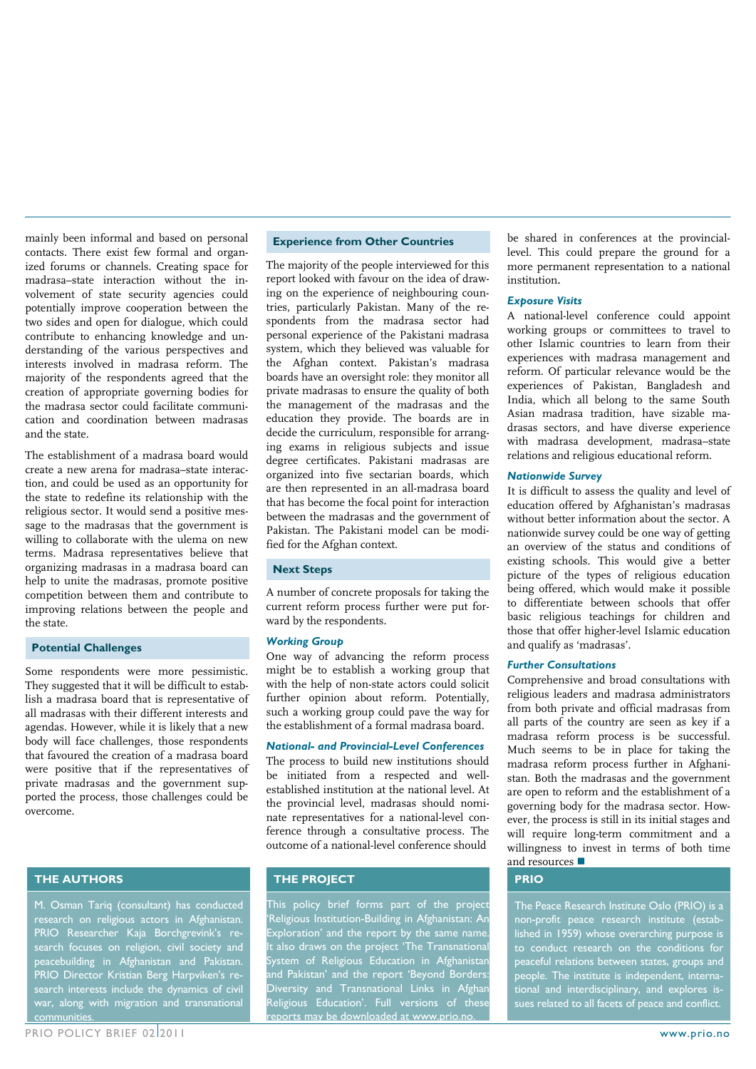mainly been informal and based on personal contacts. There exist few formal and organized forums or channels. Creating space for madrasa–state interaction without the involvement of state security agencies could potentially improve cooperation between the two sides and open for dialogue, which could contribute to enhancing knowledge and understanding of the various perspectives and interests involved in madrasa reform. The majority of the respondents agreed that the creation of appropriate governing bodies for the madrasa sector could facilitate communication and coordination between madrasas and the state.

The establishment of a madrasa board would create a new arena for madrasa–state interaction, and could be used as an opportunity for the state to redefine its relationship with the religious sector. It would send a positive message to the madrasas that the government is willing to collaborate with the ulema on new terms. Madrasa representatives believe that organizing madrasas in a madrasa board can help to unite the madrasas, promote positive competition between them and contribute to improving relations between the people and the state.

## Potential Challenges

Some respondents were more pessimistic. They suggested that it will be difficult to establish a madrasa board that is representative of all madrasas with their different interests and agendas. However, while it is likely that a new body will face challenges, those respondents that favoured the creation of a madrasa board were positive that if the representatives of private madrasas and the government supported the process, those challenges could be overcome.

## Experience from Other Countries

The majority of the people interviewed for this report looked with favour on the idea of drawing on the experience of neighbouring countries, particularly Pakistan. Many of the respondents from the madrasa sector had personal experience of the Pakistani madrasa system, which they believed was valuable for the Afghan context. Pakistan's madrasa boards have an oversight role: they monitor all private madrasas to ensure the quality of both the management of the madrasas and the education they provide. The boards are in decide the curriculum, responsible for arranging exams in religious subjects and issue degree certificates. Pakistani madrasas are organized into five sectarian boards, which are then represented in an all-madrasa board that has become the focal point for interaction between the madrasas and the government of Pakistan. The Pakistani model can be modified for the Afghan context.

## Next Steps

A number of concrete proposals for taking the current reform process further were put forward by the respondents.

### *Working Group*

One way of advancing the reform process might be to establish a working group that with the help of non-state actors could solicit further opinion about reform. Potentially, such a working group could pave the way for the establishment of a formal madrasa board.

### *National- and Provincial-Level Conferences*

The process to build new institutions should be initiated from a respected and well-established institution at the national level. At the provincial level, madrasas should nominate representatives for a national-level conference through a consultative process. The outcome of a national-level conference should be shared in conferences at the provincial-level. This could prepare the ground for a more permanent representation to a national institution.

### *Exposure Visits*

A national-level conference could appoint working groups or committees to travel to other Islamic countries to learn from their experiences with madrasa management and reform. Of particular relevance would be the experiences of Pakistan, Bangladesh and India, which all belong to the same South Asian madrasa tradition, have sizable madrasas sectors, and have diverse experience with madrasa development, madrasa–state relations and religious educational reform.

### *Nationwide Survey*

It is difficult to assess the quality and level of education offered by Afghanistan's madrasas without better information about the sector. A nationwide survey could be one way of getting an overview of the status and conditions of existing schools. This would give a better picture of the types of religious education being offered, which would make it possible to differentiate between schools that offer basic religious teachings for children and those that offer higher-level Islamic education and qualify as 'madrasas'.

### *Further Consultations*

Comprehensive and broad consultations with religious leaders and madrasa administrators from both private and official madrasas from all parts of the country are seen as key if a madrasa reform process is be successful. Much seems to be in place for taking the madrasa reform process further in Afghanistan. Both the madrasas and the government are open to reform and the establishment of a governing body for the madrasa sector. However, the process is still in its initial stages and will require long-term commitment and a willingness to invest in terms of both time and resources ■

## THE AUTHORS

M. Osman Tariq (consultant) has conducted research on religious actors in Afghanistan. PRIO Researcher Kaja Borchgrevink's research focuses on religion, civil society and peacebuilding in Afghanistan and Pakistan. PRIO Director Kristian Berg Harpviken's research interests include the dynamics of civil war, along with migration and transnational communities.

## THE PROJECT

This policy brief forms part of the project 'Religious Institution-Building in Afghanistan: An Exploration' and the report by the same name. It also draws on the project 'The Transnational System of Religious Education in Afghanistan and Pakistan' and the report 'Beyond Borders: Diversity and Transnational Links in Afghan Religious Education'. Full versions of these reports may be downloaded at www.prio.no.

## PRIO

The Peace Research Institute Oslo (PRIO) is a non-profit peace research institute (established in 1959) whose overarching purpose is to conduct research on the conditions for peaceful relations between states, groups and people. The institute is independent, international and interdisciplinary, and explores issues related to all facets of peace and conflict.